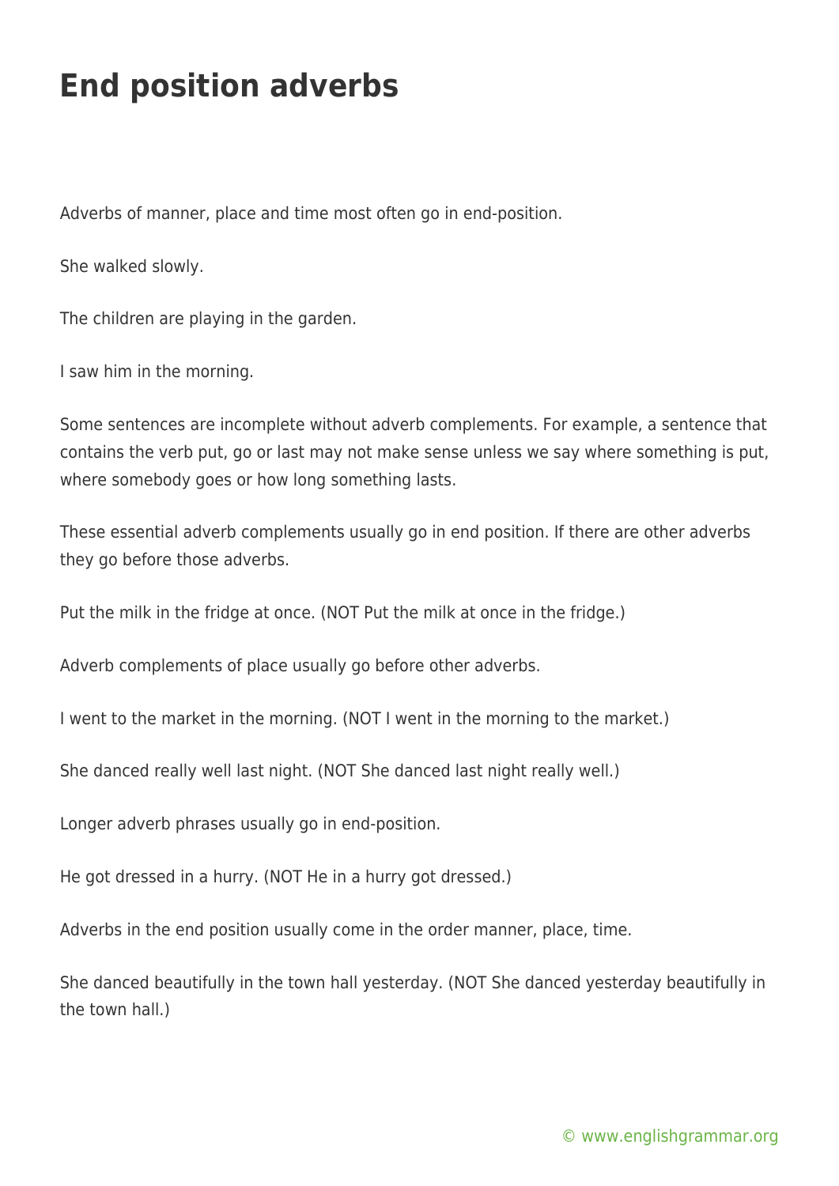# End position adverbs

Adverbs of manner, place and time most often go in end-position.

She walked slowly.

The children are playing in the garden.

I saw him in the morning.

Some sentences are incomplete without adverb complements. For example, a sentence that contains the verb put, go or last may not make sense unless we say where something is put, where somebody goes or how long something lasts.

These essential adverb complements usually go in end position. If there are other adverbs they go before those adverbs.

Put the milk in the fridge at once. (NOT Put the milk at once in the fridge.)

Adverb complements of place usually go before other adverbs.

I went to the market in the morning. (NOT I went in the morning to the market.)

She danced really well last night. (NOT She danced last night really well.)

Longer adverb phrases usually go in end-position.

He got dressed in a hurry. (NOT He in a hurry got dressed.)

Adverbs in the end position usually come in the order manner, place, time.

She danced beautifully in the town hall yesterday. (NOT She danced yesterday beautifully in the town hall.)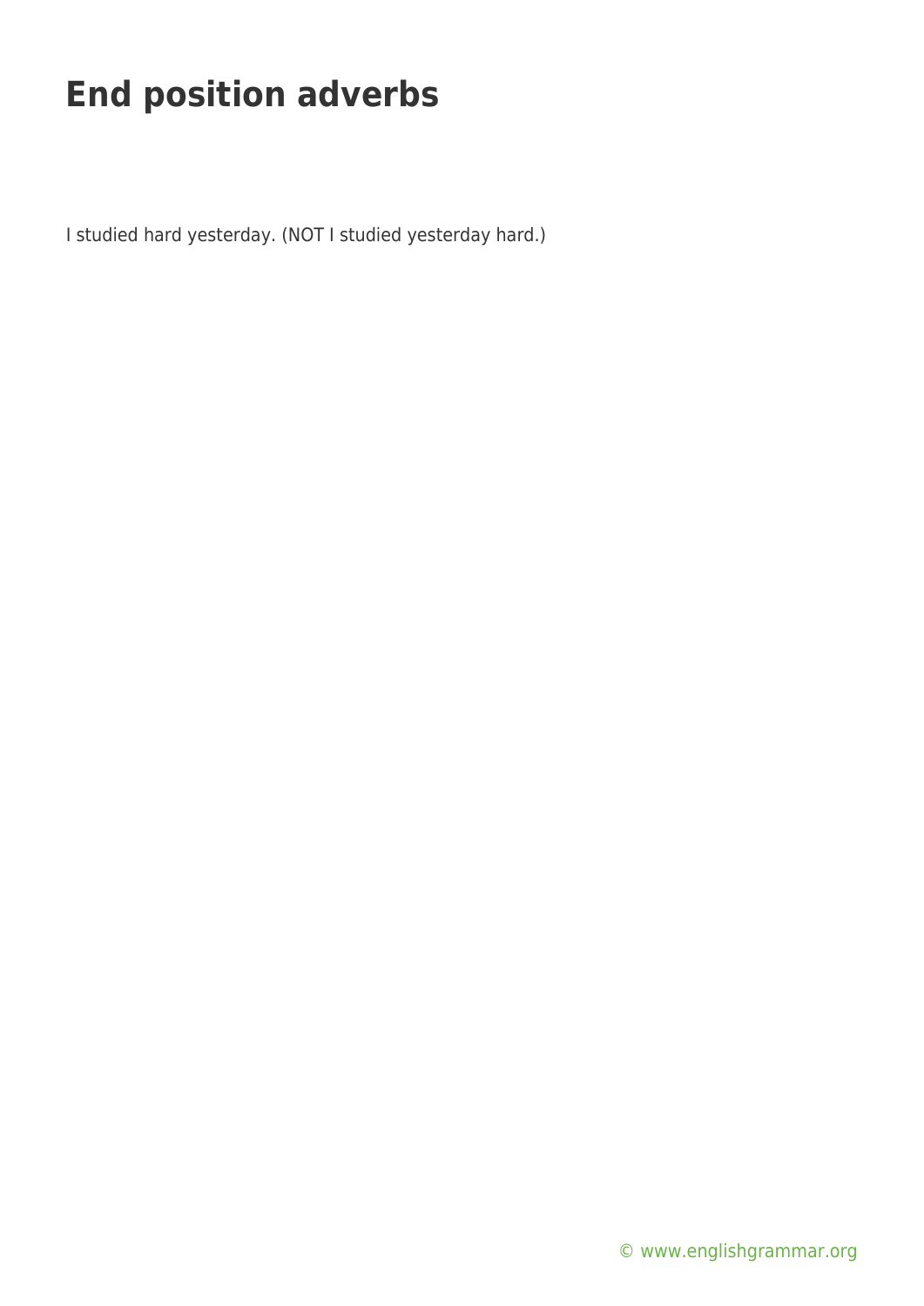# End position adverbs

I studied hard yesterday. (NOT I studied yesterday hard.)